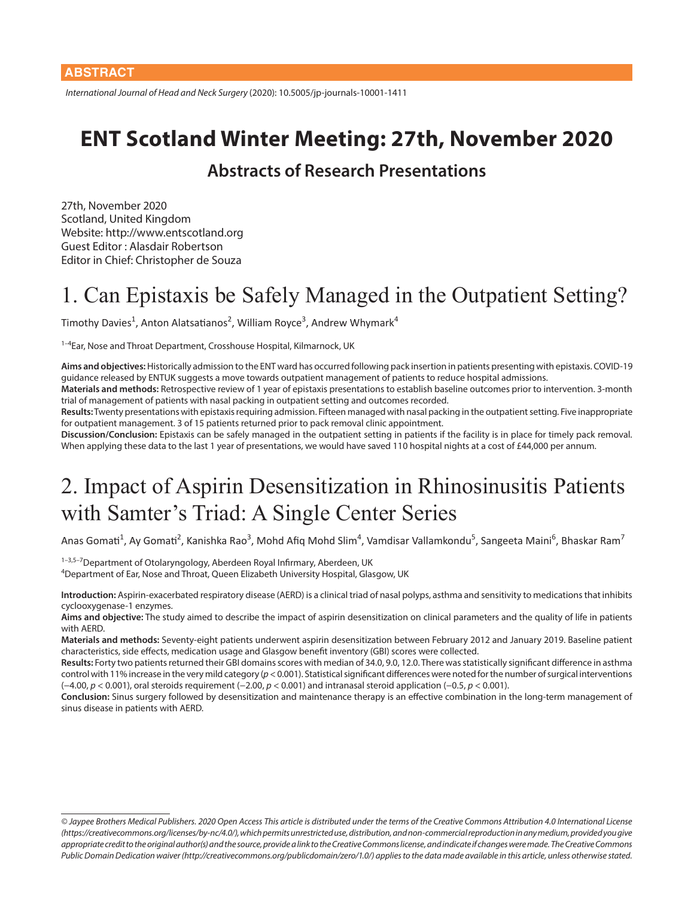ABSTRACT

*International Journal of Head and Neck Surgery* (2020): 10.5005/jp-journals-10001-1411

# ENT Scotland Winter Meeting: 27th, November 2020

## Abstracts of Research Presentations

27th, November 2020
Scotland, United Kingdom
Website: http://www.entscotland.org
Guest Editor : Alasdair Robertson
Editor in Chief: Christopher de Souza

## 1. Can Epistaxis be Safely Managed in the Outpatient Setting?

Timothy Davies[1], Anton Alatsatianos[2], William Royce[3], Andrew Whymark[4]

[1–4]Ear, Nose and Throat Department, Crosshouse Hospital, Kilmarnock, UK

**Aims and objectives:** Historically admission to the ENT ward has occurred following pack insertion in patients presenting with epistaxis. COVID-19 guidance released by ENTUK suggests a move towards outpatient management of patients to reduce hospital admissions.

**Materials and methods:** Retrospective review of 1 year of epistaxis presentations to establish baseline outcomes prior to intervention. 3-month trial of management of patients with nasal packing in outpatient setting and outcomes recorded.

**Results:** Twenty presentations with epistaxis requiring admission. Fifteen managed with nasal packing in the outpatient setting. Five inappropriate for outpatient management. 3 of 15 patients returned prior to pack removal clinic appointment.

**Discussion/Conclusion:** Epistaxis can be safely managed in the outpatient setting in patients if the facility is in place for timely pack removal. When applying these data to the last 1 year of presentations, we would have saved 110 hospital nights at a cost of £44,000 per annum.

## 2. Impact of Aspirin Desensitization in Rhinosinusitis Patients with Samter's Triad: A Single Center Series

Anas Gomati[1], Ay Gomati[2], Kanishka Rao[3], Mohd Afiq Mohd Slim[4], Vamdisar Vallamkondu[5], Sangeeta Maini[6], Bhaskar Ram[7]

[1–3,5–7]Department of Otolaryngology, Aberdeen Royal Infirmary, Aberdeen, UK
[4]Department of Ear, Nose and Throat, Queen Elizabeth University Hospital, Glasgow, UK

**Introduction:** Aspirin-exacerbated respiratory disease (AERD) is a clinical triad of nasal polyps, asthma and sensitivity to medications that inhibits cyclooxygenase-1 enzymes.

**Aims and objective:** The study aimed to describe the impact of aspirin desensitization on clinical parameters and the quality of life in patients with AERD.

**Materials and methods:** Seventy-eight patients underwent aspirin desensitization between February 2012 and January 2019. Baseline patient characteristics, side effects, medication usage and Glasgow benefit inventory (GBI) scores were collected.

**Results:** Forty two patients returned their GBI domains scores with median of 34.0, 9.0, 12.0. There was statistically significant difference in asthma control with 11% increase in the very mild category ($p < 0.001$). Statistical significant differences were noted for the number of surgical interventions (−4.00, $p < 0.001$), oral steroids requirement (−2.00, $p < 0.001$) and intranasal steroid application (−0.5, $p < 0.001$).

**Conclusion:** Sinus surgery followed by desensitization and maintenance therapy is an effective combination in the long-term management of sinus disease in patients with AERD.

*© Jaypee Brothers Medical Publishers. 2020 Open Access This article is distributed under the terms of the Creative Commons Attribution 4.0 International License (https://creativecommons.org/licenses/by-nc/4.0/), which permits unrestricted use, distribution, and non-commercial reproduction in any medium, provided you give appropriate credit to the original author(s) and the source, provide a link to the Creative Commons license, and indicate if changes were made. The Creative Commons Public Domain Dedication waiver (http://creativecommons.org/publicdomain/zero/1.0/) applies to the data made available in this article, unless otherwise stated.*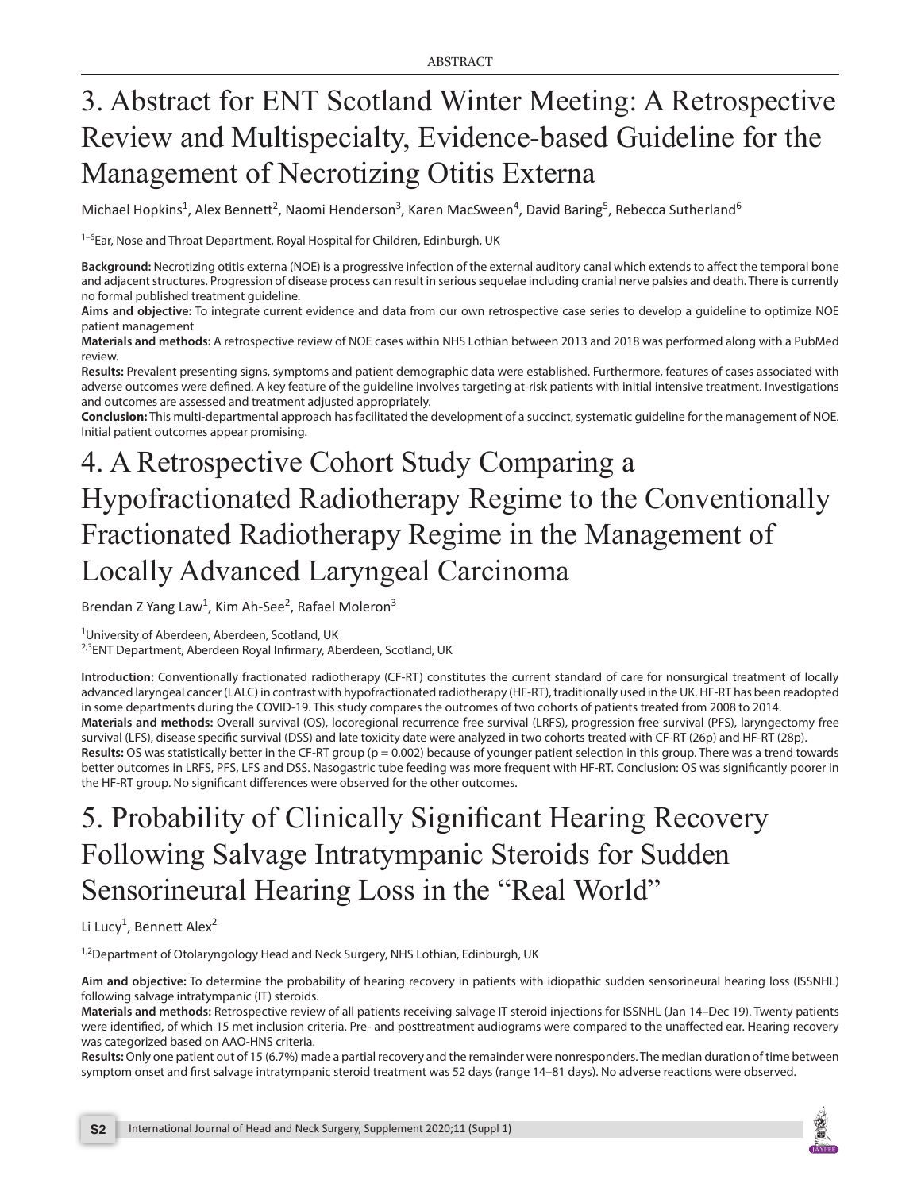# 3. Abstract for ENT Scotland Winter Meeting: A Retrospective Review and Multispecialty, Evidence-based Guideline for the Management of Necrotizing Otitis Externa

Michael Hopkins[1], Alex Bennett[2], Naomi Henderson[3], Karen MacSween[4], David Baring[5], Rebecca Sutherland[6]

[1–6]Ear, Nose and Throat Department, Royal Hospital for Children, Edinburgh, UK

**Background:** Necrotizing otitis externa (NOE) is a progressive infection of the external auditory canal which extends to affect the temporal bone and adjacent structures. Progression of disease process can result in serious sequelae including cranial nerve palsies and death. There is currently no formal published treatment guideline.

**Aims and objective:** To integrate current evidence and data from our own retrospective case series to develop a guideline to optimize NOE patient management

**Materials and methods:** A retrospective review of NOE cases within NHS Lothian between 2013 and 2018 was performed along with a PubMed review.

**Results:** Prevalent presenting signs, symptoms and patient demographic data were established. Furthermore, features of cases associated with adverse outcomes were defined. A key feature of the guideline involves targeting at-risk patients with initial intensive treatment. Investigations and outcomes are assessed and treatment adjusted appropriately.

**Conclusion:** This multi-departmental approach has facilitated the development of a succinct, systematic guideline for the management of NOE. Initial patient outcomes appear promising.

# 4. A Retrospective Cohort Study Comparing a Hypofractionated Radiotherapy Regime to the Conventionally Fractionated Radiotherapy Regime in the Management of Locally Advanced Laryngeal Carcinoma

Brendan Z Yang Law[1], Kim Ah-See[2], Rafael Moleron[3]

[1]University of Aberdeen, Aberdeen, Scotland, UK
[2,3]ENT Department, Aberdeen Royal Infirmary, Aberdeen, Scotland, UK

**Introduction:** Conventionally fractionated radiotherapy (CF-RT) constitutes the current standard of care for nonsurgical treatment of locally advanced laryngeal cancer (LALC) in contrast with hypofractionated radiotherapy (HF-RT), traditionally used in the UK. HF-RT has been readopted in some departments during the COVID-19. This study compares the outcomes of two cohorts of patients treated from 2008 to 2014.

**Materials and methods:** Overall survival (OS), locoregional recurrence free survival (LRFS), progression free survival (PFS), laryngectomy free survival (LFS), disease specific survival (DSS) and late toxicity date were analyzed in two cohorts treated with CF-RT (26p) and HF-RT (28p).

**Results:** OS was statistically better in the CF-RT group ($p = 0.002$) because of younger patient selection in this group. There was a trend towards better outcomes in LRFS, PFS, LFS and DSS. Nasogastric tube feeding was more frequent with HF-RT. Conclusion: OS was significantly poorer in the HF-RT group. No significant differences were observed for the other outcomes.

# 5. Probability of Clinically Significant Hearing Recovery Following Salvage Intratympanic Steroids for Sudden Sensorineural Hearing Loss in the "Real World"

Li Lucy[1], Bennett Alex[2]

[1,2]Department of Otolaryngology Head and Neck Surgery, NHS Lothian, Edinburgh, UK

**Aim and objective:** To determine the probability of hearing recovery in patients with idiopathic sudden sensorineural hearing loss (ISSNHL) following salvage intratympanic (IT) steroids.

**Materials and methods:** Retrospective review of all patients receiving salvage IT steroid injections for ISSNHL (Jan 14–Dec 19). Twenty patients were identified, of which 15 met inclusion criteria. Pre- and posttreatment audiograms were compared to the unaffected ear. Hearing recovery was categorized based on AAO-HNS criteria.

**Results:** Only one patient out of 15 (6.7%) made a partial recovery and the remainder were nonresponders. The median duration of time between symptom onset and first salvage intratympanic steroid treatment was 52 days (range 14–81 days). No adverse reactions were observed.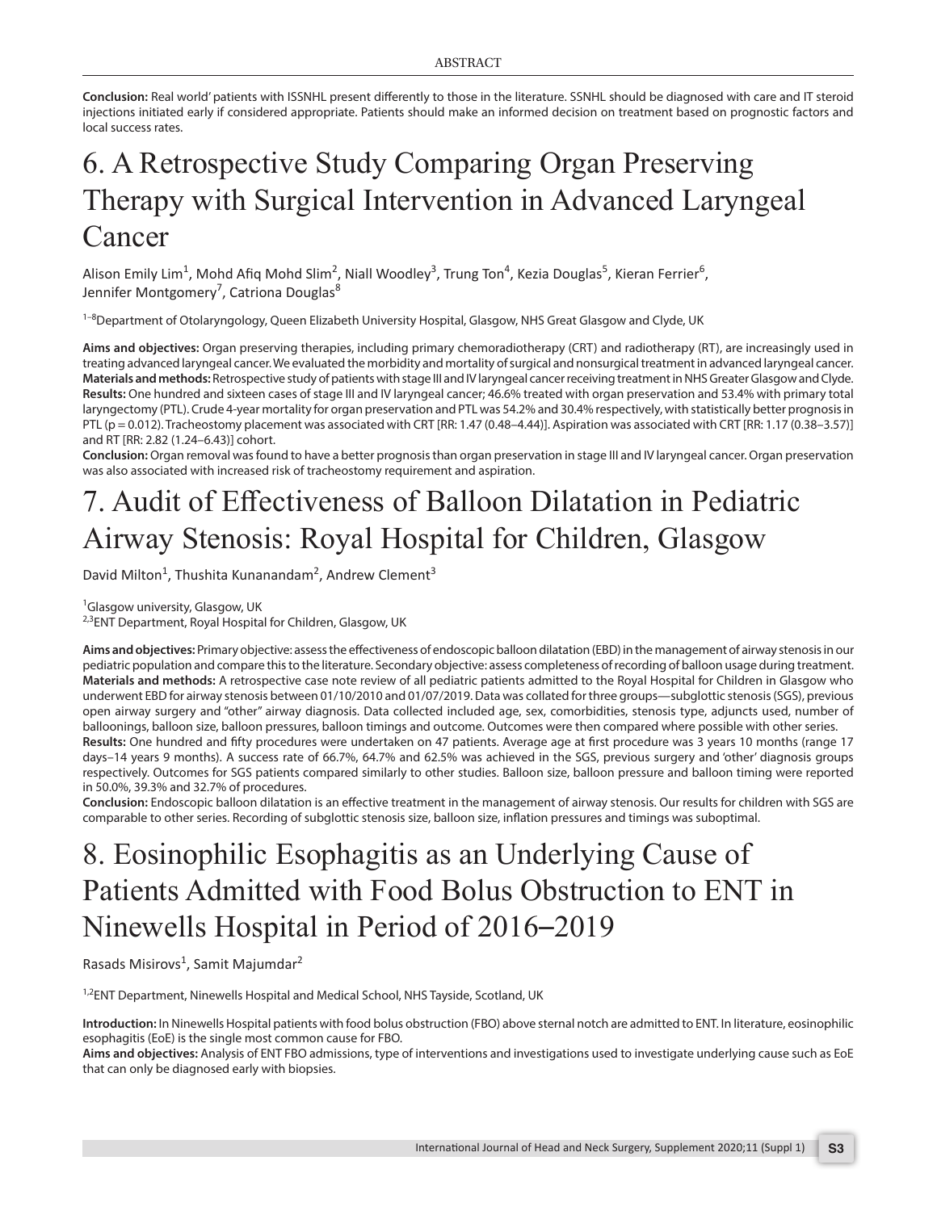**Conclusion:** Real world' patients with ISSNHL present differently to those in the literature. SSNHL should be diagnosed with care and IT steroid injections initiated early if considered appropriate. Patients should make an informed decision on treatment based on prognostic factors and local success rates.

# 6. A Retrospective Study Comparing Organ Preserving Therapy with Surgical Intervention in Advanced Laryngeal Cancer

Alison Emily Lim[1], Mohd Afiq Mohd Slim[2], Niall Woodley[3], Trung Ton[4], Kezia Douglas[5], Kieran Ferrier[6], Jennifer Montgomery[7], Catriona Douglas[8]

[1–8]Department of Otolaryngology, Queen Elizabeth University Hospital, Glasgow, NHS Great Glasgow and Clyde, UK

**Aims and objectives:** Organ preserving therapies, including primary chemoradiotherapy (CRT) and radiotherapy (RT), are increasingly used in treating advanced laryngeal cancer. We evaluated the morbidity and mortality of surgical and nonsurgical treatment in advanced laryngeal cancer.
**Materials and methods:** Retrospective study of patients with stage III and IV laryngeal cancer receiving treatment in NHS Greater Glasgow and Clyde.
**Results:** One hundred and sixteen cases of stage III and IV laryngeal cancer; 46.6% treated with organ preservation and 53.4% with primary total laryngectomy (PTL). Crude 4-year mortality for organ preservation and PTL was 54.2% and 30.4% respectively, with statistically better prognosis in PTL ($p = 0.012$). Tracheostomy placement was associated with CRT [RR: 1.47 (0.48–4.44)]. Aspiration was associated with CRT [RR: 1.17 (0.38–3.57)] and RT [RR: 2.82 (1.24–6.43)] cohort.
**Conclusion:** Organ removal was found to have a better prognosis than organ preservation in stage III and IV laryngeal cancer. Organ preservation was also associated with increased risk of tracheostomy requirement and aspiration.

# 7. Audit of Effectiveness of Balloon Dilatation in Pediatric Airway Stenosis: Royal Hospital for Children, Glasgow

David Milton[1], Thushita Kunanandam[2], Andrew Clement[3]

[1]Glasgow university, Glasgow, UK
[2,3]ENT Department, Royal Hospital for Children, Glasgow, UK

**Aims and objectives:** Primary objective: assess the effectiveness of endoscopic balloon dilatation (EBD) in the management of airway stenosis in our pediatric population and compare this to the literature. Secondary objective: assess completeness of recording of balloon usage during treatment.
**Materials and methods:** A retrospective case note review of all pediatric patients admitted to the Royal Hospital for Children in Glasgow who underwent EBD for airway stenosis between 01/10/2010 and 01/07/2019. Data was collated for three groups—subglottic stenosis (SGS), previous open airway surgery and "other" airway diagnosis. Data collected included age, sex, comorbidities, stenosis type, adjuncts used, number of balloonings, balloon size, balloon pressures, balloon timings and outcome. Outcomes were then compared where possible with other series.
**Results:** One hundred and fifty procedures were undertaken on 47 patients. Average age at first procedure was 3 years 10 months (range 17 days–14 years 9 months). A success rate of 66.7%, 64.7% and 62.5% was achieved in the SGS, previous surgery and 'other' diagnosis groups respectively. Outcomes for SGS patients compared similarly to other studies. Balloon size, balloon pressure and balloon timing were reported in 50.0%, 39.3% and 32.7% of procedures.
**Conclusion:** Endoscopic balloon dilatation is an effective treatment in the management of airway stenosis. Our results for children with SGS are comparable to other series. Recording of subglottic stenosis size, balloon size, inflation pressures and timings was suboptimal.

# 8. Eosinophilic Esophagitis as an Underlying Cause of Patients Admitted with Food Bolus Obstruction to ENT in Ninewells Hospital in Period of 2016–2019

Rasads Misirovs[1], Samit Majumdar[2]

[1,2]ENT Department, Ninewells Hospital and Medical School, NHS Tayside, Scotland, UK

**Introduction:** In Ninewells Hospital patients with food bolus obstruction (FBO) above sternal notch are admitted to ENT. In literature, eosinophilic esophagitis (EoE) is the single most common cause for FBO.
**Aims and objectives:** Analysis of ENT FBO admissions, type of interventions and investigations used to investigate underlying cause such as EoE that can only be diagnosed early with biopsies.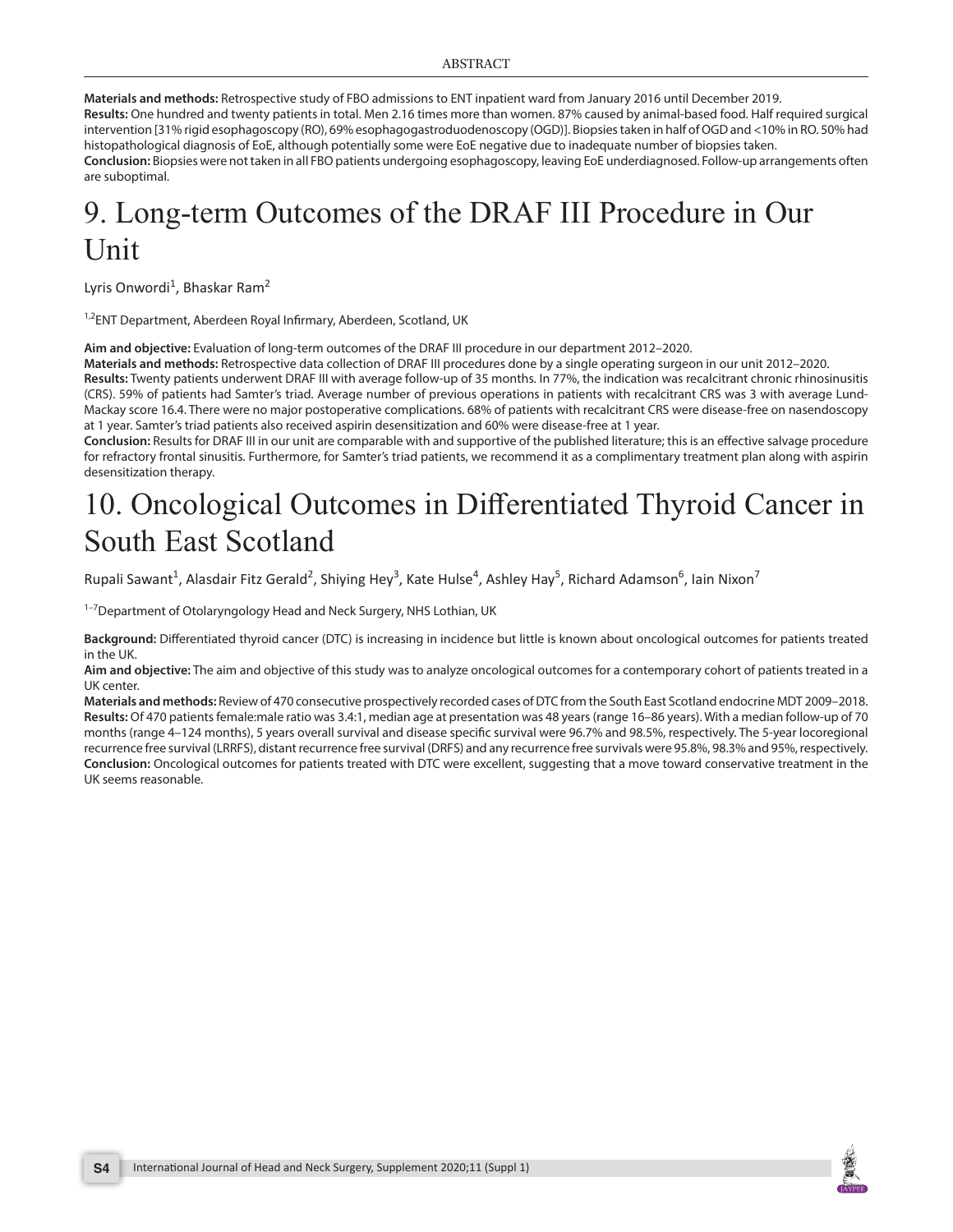**Materials and methods:** Retrospective study of FBO admissions to ENT inpatient ward from January 2016 until December 2019.
**Results:** One hundred and twenty patients in total. Men 2.16 times more than women. 87% caused by animal-based food. Half required surgical intervention [31% rigid esophagoscopy (RO), 69% esophagogastroduodenoscopy (OGD)]. Biopsies taken in half of OGD and <10% in RO. 50% had histopathological diagnosis of EoE, although potentially some were EoE negative due to inadequate number of biopsies taken.
**Conclusion:** Biopsies were not taken in all FBO patients undergoing esophagoscopy, leaving EoE underdiagnosed. Follow-up arrangements often are suboptimal.

# 9. Long-term Outcomes of the DRAF III Procedure in Our Unit

Lyris Onwordi[1], Bhaskar Ram[2]

[1,2]ENT Department, Aberdeen Royal Infirmary, Aberdeen, Scotland, UK

**Aim and objective:** Evaluation of long-term outcomes of the DRAF III procedure in our department 2012–2020.
**Materials and methods:** Retrospective data collection of DRAF III procedures done by a single operating surgeon in our unit 2012–2020.
**Results:** Twenty patients underwent DRAF III with average follow-up of 35 months. In 77%, the indication was recalcitrant chronic rhinosinusitis (CRS). 59% of patients had Samter's triad. Average number of previous operations in patients with recalcitrant CRS was 3 with average Lund-Mackay score 16.4. There were no major postoperative complications. 68% of patients with recalcitrant CRS were disease-free on nasendoscopy at 1 year. Samter's triad patients also received aspirin desensitization and 60% were disease-free at 1 year.
**Conclusion:** Results for DRAF III in our unit are comparable with and supportive of the published literature; this is an effective salvage procedure for refractory frontal sinusitis. Furthermore, for Samter's triad patients, we recommend it as a complimentary treatment plan along with aspirin desensitization therapy.

# 10. Oncological Outcomes in Differentiated Thyroid Cancer in South East Scotland

Rupali Sawant[1], Alasdair Fitz Gerald[2], Shiying Hey[3], Kate Hulse[4], Ashley Hay[5], Richard Adamson[6], Iain Nixon[7]

[1–7]Department of Otolaryngology Head and Neck Surgery, NHS Lothian, UK

**Background:** Differentiated thyroid cancer (DTC) is increasing in incidence but little is known about oncological outcomes for patients treated in the UK.
**Aim and objective:** The aim and objective of this study was to analyze oncological outcomes for a contemporary cohort of patients treated in a UK center.
**Materials and methods:** Review of 470 consecutive prospectively recorded cases of DTC from the South East Scotland endocrine MDT 2009–2018.
**Results:** Of 470 patients female:male ratio was 3.4:1, median age at presentation was 48 years (range 16–86 years). With a median follow-up of 70 months (range 4–124 months), 5 years overall survival and disease specific survival were 96.7% and 98.5%, respectively. The 5-year locoregional recurrence free survival (LRRFS), distant recurrence free survival (DRFS) and any recurrence free survivals were 95.8%, 98.3% and 95%, respectively.
**Conclusion:** Oncological outcomes for patients treated with DTC were excellent, suggesting that a move toward conservative treatment in the UK seems reasonable.